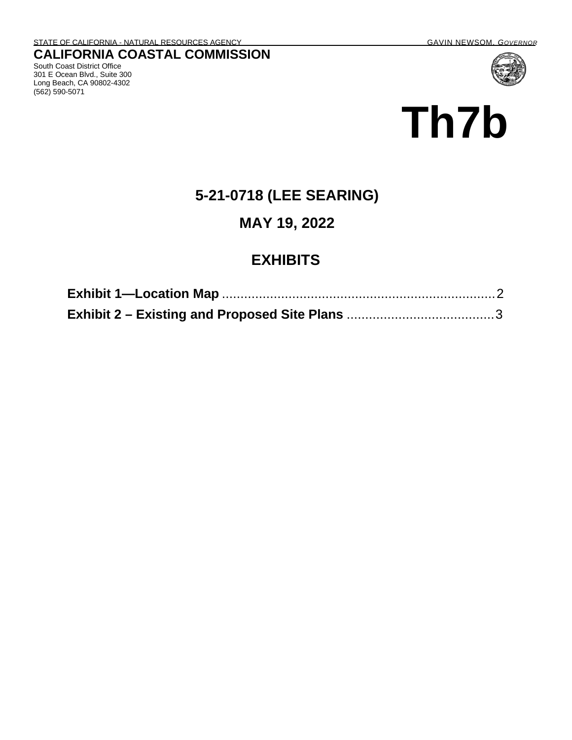STATE OF CALIFORNIA - NATURAL RESOURCES AGENCY GAVIN NEWSOM, *GOVERNOR*

**CALIFORNIA COASTAL COMMISSION**

South Coast District Office
301 E Ocean Blvd., Suite 300
Long Beach, CA 90802-4302
(562) 590-5071

# Th7b

## 5-21-0718 (LEE SEARING)

## MAY 19, 2022

## EXHIBITS

**Exhibit 1—Location Map** .......................................................................... 2

**Exhibit 2 – Existing and Proposed Site Plans** ....................................... 3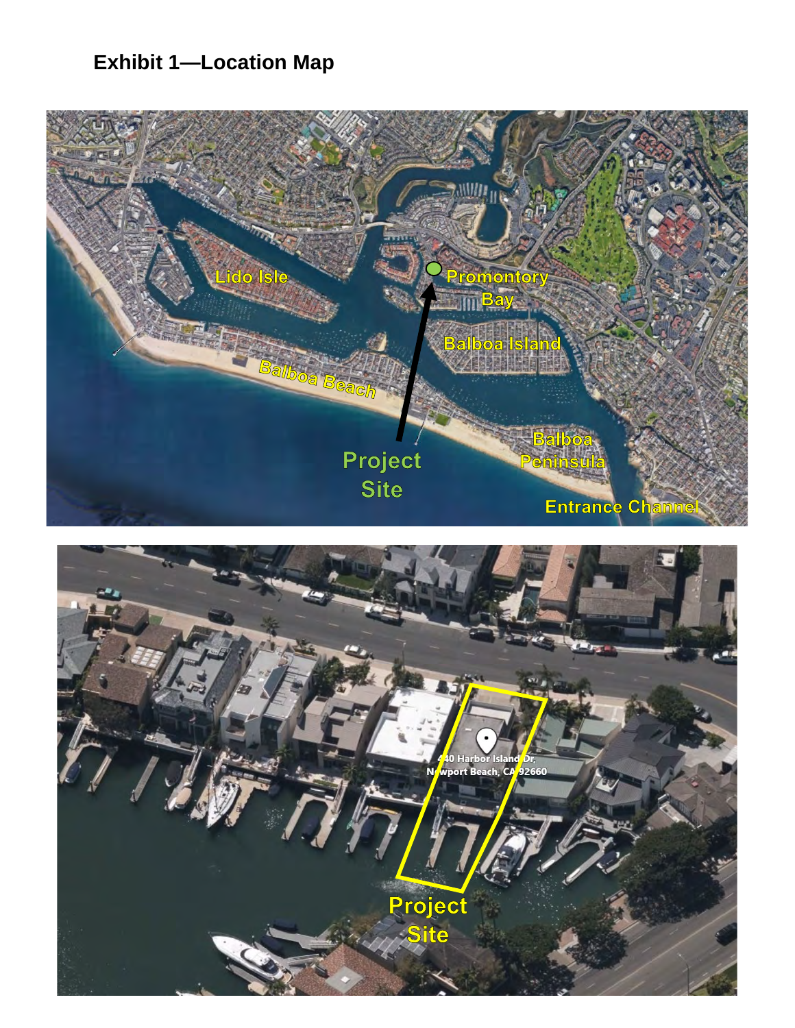# Exhibit 1—Location Map

Lido Isle

Promontory Bay

Balboa Island

Balboa Beach

Project Site

Balboa Peninsula

Entrance Channel

440 Harbor Island Dr, Newport Beach, CA 92660

Project Site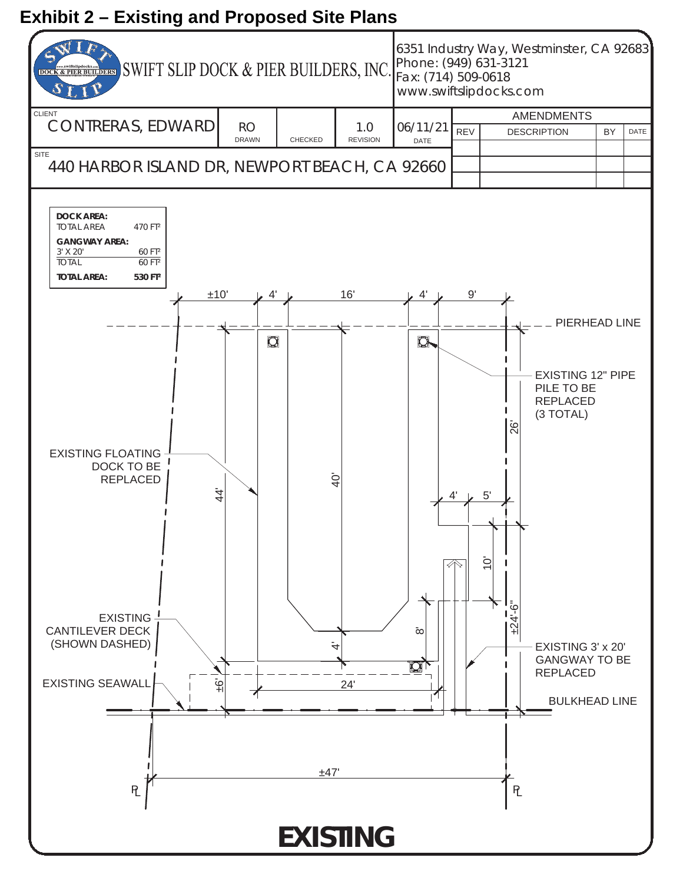## Exhibit 2 – Existing and Proposed Site Plans

SWIFT SLIP DOCK & PIER BUILDERS, INC.

6351 Industry Way, Westminster, CA 92683
Phone: (949) 631-3121
Fax: (714) 509-0618
www.swiftslipdocks.com

| CLIENT | DRAWN | CHECKED | REVISION | DATE |
|---|---|---|---|---|
| CONTRERAS, EDWARD | RO | | 1.0 | 06/11/21 |

SITE: 440 HARBOR ISLAND DR, NEWPORT BEACH, CA 92660

| AMENDMENTS | | | |
|---|---|---|---|
| REV | DESCRIPTION | BY | DATE |
| | | | |
| | | | |
| | | | |

| | |
|---|---|
| **DOCK AREA:** | |
| TOTAL AREA | 470 FT² |
| **GANGWAY AREA:** | |
| 3' X 20' | 60 FT² |
| TOTAL | 60 FT² |
| **TOTAL AREA:** | **530 FT²** |

±10' 4' 16' 4' 9'

PIERHEAD LINE

EXISTING 12" PIPE PILE TO BE REPLACED (3 TOTAL)

EXISTING FLOATING DOCK TO BE REPLACED

44' 40' 26' 4' 5' 10' ±24'-6" 8' 4' ±6' 24'

EXISTING CANTILEVER DECK (SHOWN DASHED)

EXISTING SEAWALL

EXISTING 3' x 20' GANGWAY TO BE REPLACED

BULKHEAD LINE

±47'

PL PL

**EXISTING**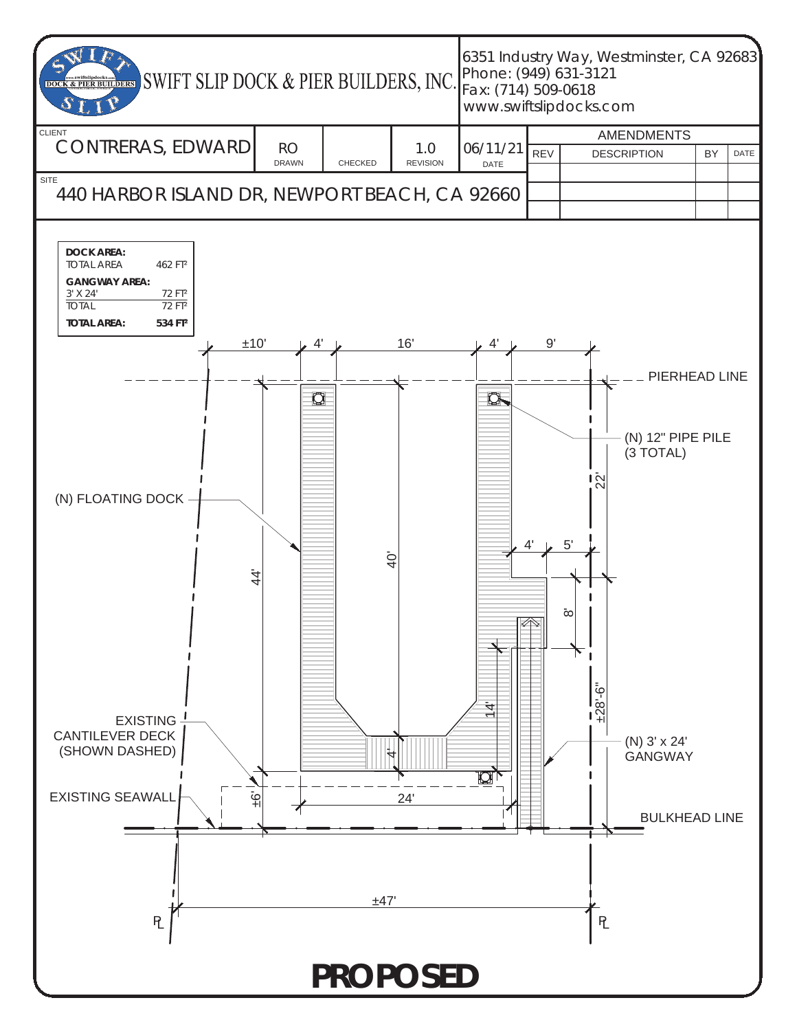SWIFT SLIP DOCK & PIER BUILDERS, INC.

6351 Industry Way, Westminster, CA 92683
Phone: (949) 631-3121
Fax: (714) 509-0618
www.swiftslipdocks.com

| CLIENT | DRAWN | CHECKED | REVISION | DATE |
|---|---|---|---|---|
| CONTRERAS, EDWARD | RO | | 1.0 | 06/11/21 |

SITE: 440 HARBOR ISLAND DR, NEWPORT BEACH, CA 92660

| AMENDMENTS | | | |
|---|---|---|---|
| REV | DESCRIPTION | BY | DATE |
| | | | |
| | | | |
| | | | |

**DOCK AREA:**

| | |
|---|---|
| TOTAL AREA | 462 FT² |
| **GANGWAY AREA:** | |
| 3' X 24' | 72 FT² |
| TOTAL | 72 FT² |
| **TOTAL AREA:** | **534 FT²** |

±10' 4' 16' 4' 9'

PIERHEAD LINE

(N) 12" PIPE PILE (3 TOTAL)

(N) FLOATING DOCK

22'

4' 5'

44'

40'

8'

±28'-6"

14'

4'

EXISTING CANTILEVER DECK (SHOWN DASHED)

(N) 3' x 24' GANGWAY

±6'

24'

EXISTING SEAWALL

BULKHEAD LINE

±47'

PL PL

# PROPOSED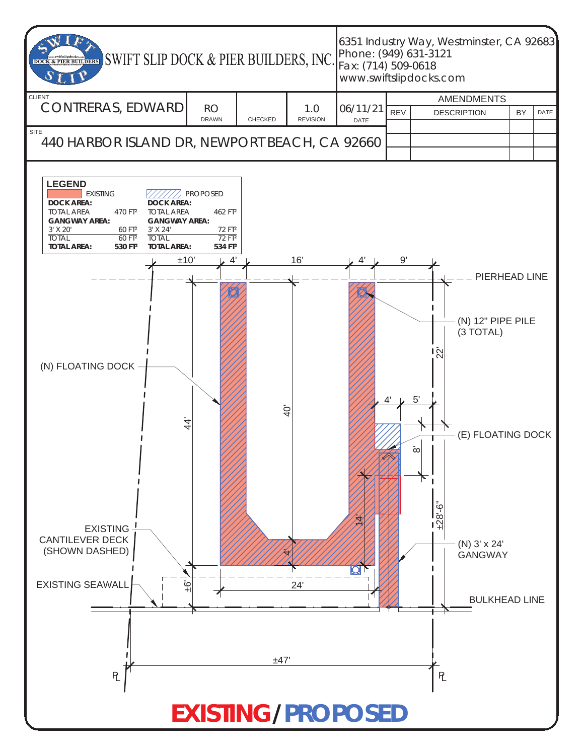SWIFT SLIP DOCK & PIER BUILDERS, INC.

6351 Industry Way, Westminster, CA 92683
Phone: (949) 631-3121
Fax: (714) 509-0618
www.swiftslipdocks.com

| CLIENT | | | | |
|---|---|---|---|---|
| CONTRERAS, EDWARD | RO DRAWN | CHECKED | 1.0 REVISION | 06/11/21 DATE |

SITE
440 HARBOR ISLAND DR, NEWPORT BEACH, CA 92660

| AMENDMENTS | | | |
|---|---|---|---|
| REV | DESCRIPTION | BY | DATE |
| | | | |
| | | | |
| | | | |

**LEGEND**

| EXISTING | | PROPOSED | |
|---|---|---|---|
| **DOCK AREA:** | | **DOCK AREA:** | |
| TOTAL AREA | 470 FT² | TOTAL AREA | 462 FT² |
| **GANGWAY AREA:** | | **GANGWAY AREA:** | |
| 3' X 20' | 60 FT² | 3' X 24' | 72 FT² |
| TOTAL | 60 FT² | TOTAL | 72 FT² |
| **TOTAL AREA:** | **530 FT²** | **TOTAL AREA:** | **534 FT²** |

±10' 4' 16' 4' 9'

PIERHEAD LINE

(N) 12" PIPE PILE
(3 TOTAL)

22'

(N) FLOATING DOCK

44'

40'

4' 5'

(E) FLOATING DOCK

8'

14'

±28'-6"

EXISTING
CANTILEVER DECK
(SHOWN DASHED)

4'

(N) 3' x 24'
GANGWAY

EXISTING SEAWALL

±6'

24'

BULKHEAD LINE

±47'

PL

PL

**EXISTING / PROPOSED**